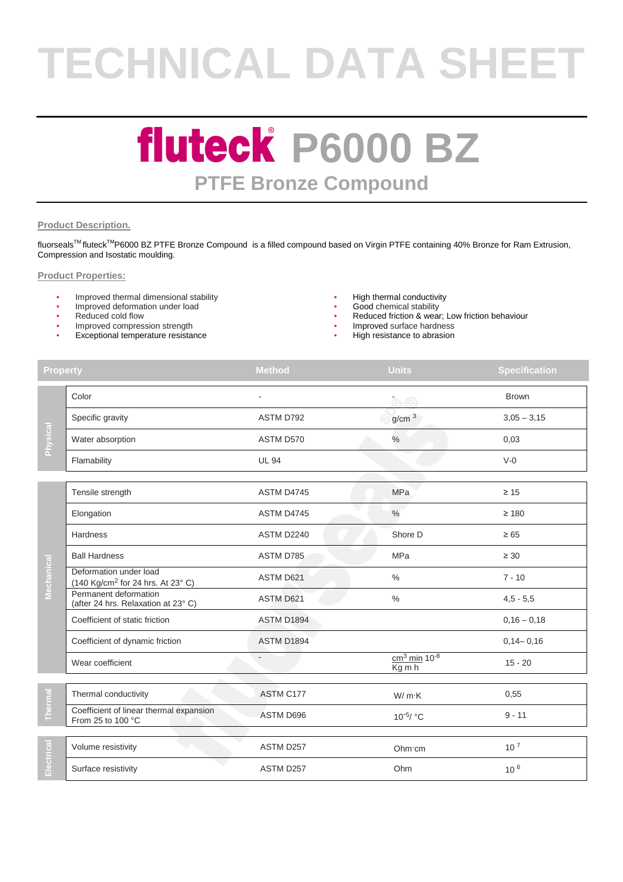# TECHNICAL DATA SHEET

# fluteck® P6000 BZ

## PTFE Bronze Compound

**Product Description.**

fluorseals™ fluteck™ P6000 BZ PTFE Bronze Compound is a filled compound based on Virgin PTFE containing 40% Bronze for Ram Extrusion, Compression and Isostatic moulding.

**Product Properties:**

- Improved thermal dimensional stability
- Improved deformation under load
- Reduced cold flow
- Improved compression strength
- Exceptional temperature resistance
- High thermal conductivity
- Good chemical stability
- Reduced friction & wear; Low friction behaviour
- Improved surface hardness
- High resistance to abrasion

| | Property | Method | Units | Specification |
|---|---|---|---|---|
| Physical | Color | - | - | Brown |
| | Specific gravity | ASTM D792 | $g/cm^3$ | 3,05 – 3,15 |
| | Water absorption | ASTM D570 | % | 0,03 |
| | Flamability | UL 94 | | V-0 |
| Mechanical | Tensile strength | ASTM D4745 | MPa | ≥ 15 |
| | Elongation | ASTM D4745 | % | ≥ 180 |
| | Hardness | ASTM D2240 | Shore D | ≥ 65 |
| | Ball Hardness | ASTM D785 | MPa | ≥ 30 |
| | Deformation under load (140 $Kg/cm^2$ for 24 hrs. At 23° C) | ASTM D621 | % | 7 - 10 |
| | Permanent deformation (after 24 hrs. Relaxation at 23° C) | ASTM D621 | % | 4,5 - 5,5 |
| | Coefficient of static friction | ASTM D1894 | | 0,16 – 0,18 |
| | Coefficient of dynamic friction | ASTM D1894 | | 0,14– 0,16 |
| | Wear coefficient | - | $\frac{cm^3\ min\ 10^{-8}}{Kg\ m\ h}$ | 15 - 20 |
| Thermal | Thermal conductivity | ASTM C177 | W/ m·K | 0,55 |
| | Coefficient of linear thermal expansion From 25 to 100 °C | ASTM D696 | $10^{-5}$/ °C | 9 - 11 |
| Electrical | Volume resistivity | ASTM D257 | Ohm·cm | $10^7$ |
| | Surface resistivity | ASTM D257 | Ohm | $10^6$ |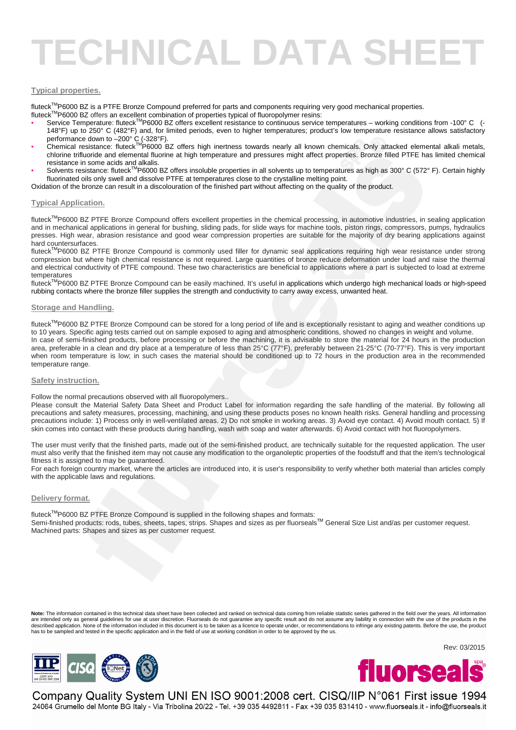# TECHNICAL DATA SHEET

## Typical properties.

fluteck™P6000 BZ is a PTFE Bronze Compound preferred for parts and components requiring very good mechanical properties.
fluteck™P6000 BZ offers an excellent combination of properties typical of fluoropolymer resins:

- Service Temperature: fluteck™P6000 BZ offers excellent resistance to continuous service temperatures – working conditions from -100° C (-148°F) up to 250° C (482°F) and, for limited periods, even to higher temperatures; product's low temperature resistance allows satisfactory performance down to –200° C (-328°F).
- Chemical resistance: fluteck™P6000 BZ offers high inertness towards nearly all known chemicals. Only attacked elemental alkali metals, chlorine trifluoride and elemental fluorine at high temperature and pressures might affect properties. Bronze filled PTFE has limited chemical resistance in some acids and alkalis.
- Solvents resistance: fluteck™P6000 BZ offers insoluble properties in all solvents up to temperatures as high as 300° C (572° F). Certain highly fluorinated oils only swell and dissolve PTFE at temperatures close to the crystalline melting point.

Oxidation of the bronze can result in a discolouration of the finished part without affecting on the quality of the product.

## Typical Application.

fluteck™P6000 BZ PTFE Bronze Compound offers excellent properties in the chemical processing, in automotive industries, in sealing application and in mechanical applications in general for bushing, sliding pads, for slide ways for machine tools, piston rings, compressors, pumps, hydraulics presses. High wear, abrasion resistance and good wear compression properties are suitable for the majority of dry bearing applications against hard countersurfaces.
fluteck™P6000 BZ PTFE Bronze Compound is commonly used filler for dynamic seal applications requiring high wear resistance under strong compression but where high chemical resistance is not required. Large quantities of bronze reduce deformation under load and raise the thermal and electrical conductivity of PTFE compound. These two characteristics are beneficial to applications where a part is subjected to load at extreme temperatures
fluteck™P6000 BZ PTFE Bronze Compound can be easily machined. It's useful in applications which undergo high mechanical loads or high-speed rubbing contacts where the bronze filler supplies the strength and conductivity to carry away excess, unwanted heat.

## Storage and Handling.

fluteck™P6000 BZ PTFE Bronze Compound can be stored for a long period of life and is exceptionally resistant to aging and weather conditions up to 10 years. Specific aging tests carried out on sample exposed to aging and atmospheric conditions, showed no changes in weight and volume.
In case of semi-finished products, before processing or before the machining, it is advisable to store the material for 24 hours in the production area, preferable in a clean and dry place at a temperature of less than 25°C (77°F), preferably between 21-25°C (70-77°F). This is very important when room temperature is low; in such cases the material should be conditioned up to 72 hours in the production area in the recommended temperature range.

## Safety instruction.

Follow the normal precautions observed with all fluoropolymers..
Please consult the Material Safety Data Sheet and Product Label for information regarding the safe handling of the material. By following all precautions and safety measures, processing, machining, and using these products poses no known health risks. General handling and processing precautions include: 1) Process only in well-ventilated areas. 2) Do not smoke in working areas. 3) Avoid eye contact. 4) Avoid mouth contact. 5) If skin comes into contact with these products during handling, wash with soap and water afterwards. 6) Avoid contact with hot fluoropolymers.

The user must verify that the finished parts, made out of the semi-finished product, are technically suitable for the requested application. The user must also verify that the finished item may not cause any modification to the organoleptic properties of the foodstuff and that the item's technological fitness it is assigned to may be guaranteed.
For each foreign country market, where the articles are introduced into, it is user's responsibility to verify whether both material than articles comply with the applicable laws and regulations.

## Delivery format.

fluteck™P6000 BZ PTFE Bronze Compound is supplied in the following shapes and formats:
Semi-finished products: rods, tubes, sheets, tapes, strips. Shapes and sizes as per fluorseals™ General Size List and/as per customer request.
Machined parts: Shapes and sizes as per customer request.

**Note:** The information contained in this technical data sheet have been collected and ranked on technical data coming from reliable statistic series gathered in the field over the years. All information are intended only as general guidelines for use at user discretion. Fluorseals do not guarantee any specific result and do not assume any liability in connection with the use of the products in the described application. None of the information included in this document is to be taken as a licence to operate under, or recommendations to infringe any existing patents. Before the use, the product has to be sampled and tested in the specific application and in the field of use at working condition in order to be approved by the us.

Rev: 03/2015

Company Quality System UNI EN ISO 9001:2008 cert. CISQ/IIP N°061 First issue 1994
24064 Grumello del Monte BG Italy - Via Tribolina 20/22 - Tel. +39 035 4492811 - Fax +39 035 831410 - www.fluorseals.it - info@fluorseals.it